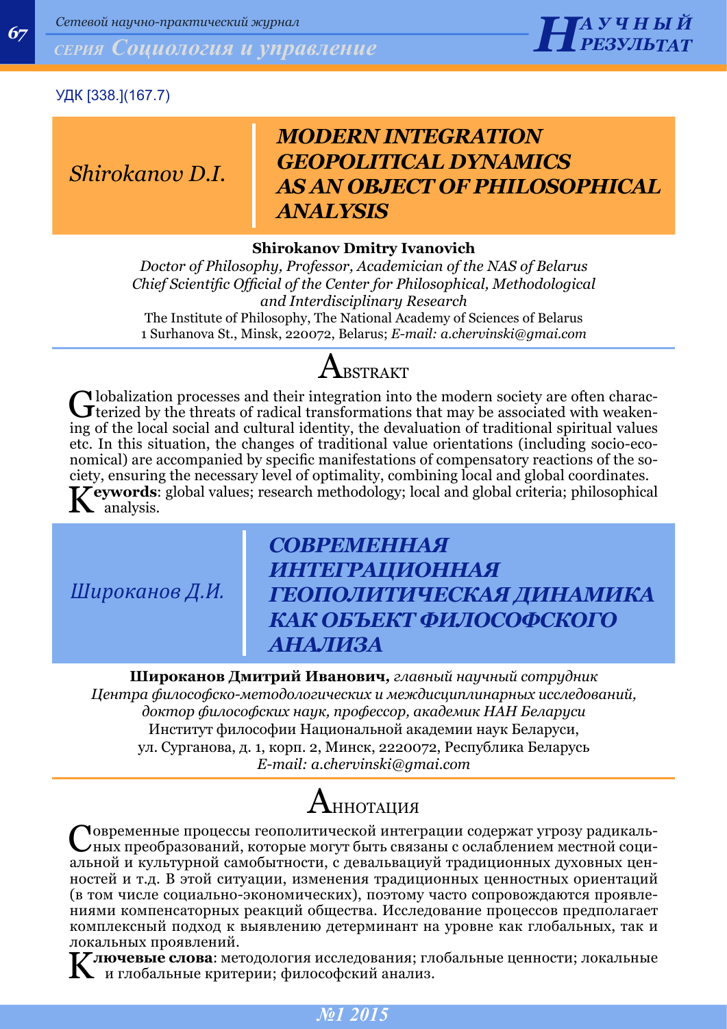УДК [338.](167.7)

*Shirokanov D.I.*

# *MODERN INTEGRATION GEOPOLITICAL DYNAMICS AS AN OBJECT OF PHILOSOPHICAL ANALYSIS*

**Shirokanov Dmitry Ivanovich**
*Doctor of Philosophy, Professor, Academician of the NAS of Belarus*
*Chief Scientific Official of the Center for Philosophical, Methodological and Interdisciplinary Research*
The Institute of Philosophy, The National Academy of Sciences of Belarus
1 Surhanova St., Minsk, 220072, Belarus; *E-mail: a.chervinski@gmai.com*

## ABSTRAKT

Globalization processes and their integration into the modern society are often characterized by the threats of radical transformations that may be associated with weakening of the local social and cultural identity, the devaluation of traditional spiritual values etc. In this situation, the changes of traditional value orientations (including socio-economical) are accompanied by specific manifestations of compensatory reactions of the society, ensuring the necessary level of optimality, combining local and global coordinates.

**Keywords**: global values; research methodology; local and global criteria; philosophical analysis.

*Широканов Д.И.*

# *СОВРЕМЕННАЯ ИНТЕГРАЦИОННАЯ ГЕОПОЛИТИЧЕСКАЯ ДИНАМИКА КАК ОБЪЕКТ ФИЛОСОФСКОГО АНАЛИЗА*

**Широканов Дмитрий Иванович,** *главный научный сотрудник Центра философско-методологических и междисциплинарных исследований, доктор философских наук, профессор, академик НАН Беларуси*
Институт философии Национальной академии наук Беларуси,
ул. Сурганова, д. 1, корп. 2, Минск, 2220072, Республика Беларусь
*E-mail: a.chervinski@gmai.com*

## АННОТАЦИЯ

Современные процессы геополитической интеграции содержат угрозу радикальных преобразований, которые могут быть связаны с ослаблением местной социальной и культурной самобытности, с девальвациуй традиционных духовных ценностей и т.д. В этой ситуации, изменения традиционных ценностных ориентаций (в том числе социально-экономических), поэтому часто сопровождаются проявлениями компенсаторных реакций общества. Исследование процессов предполагает комплексный подход к выявлению детерминант на уровне как глобальных, так и локальных проявлений.

**Ключевые слова**: методология исследования; глобальные ценности; локальные и глобальные критерии; философский анализ.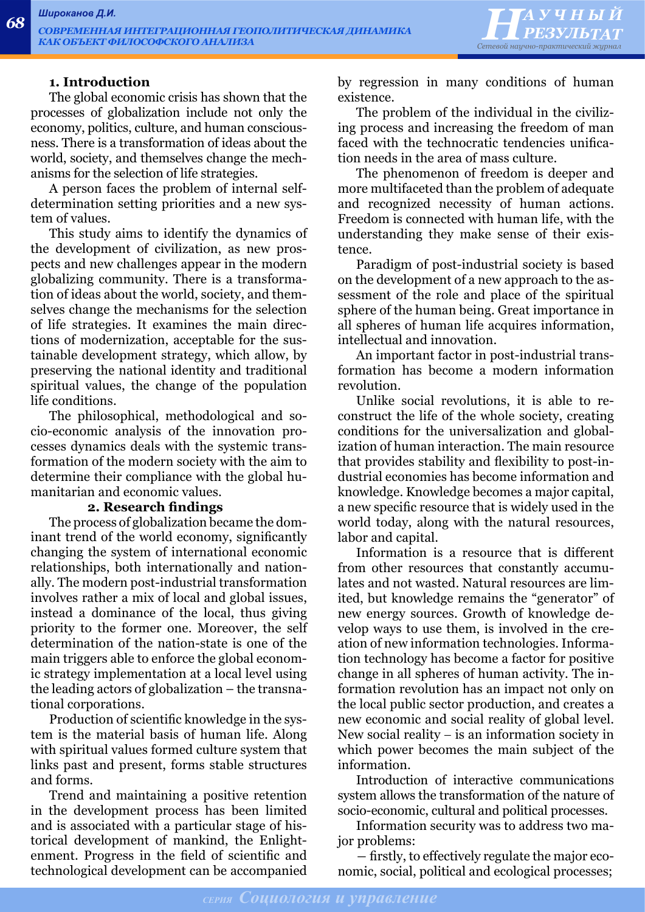## 1. Introduction

The global economic crisis has shown that the processes of globalization include not only the economy, politics, culture, and human consciousness. There is a transformation of ideas about the world, society, and themselves change the mechanisms for the selection of life strategies.

A person faces the problem of internal self-determination setting priorities and a new system of values.

This study aims to identify the dynamics of the development of civilization, as new prospects and new challenges appear in the modern globalizing community. There is a transformation of ideas about the world, society, and themselves change the mechanisms for the selection of life strategies. It examines the main directions of modernization, acceptable for the sustainable development strategy, which allow, by preserving the national identity and traditional spiritual values, the change of the population life conditions.

The philosophical, methodological and socio-economic analysis of the innovation processes dynamics deals with the systemic transformation of the modern society with the aim to determine their compliance with the global humanitarian and economic values.

## 2. Research findings

The process of globalization became the dominant trend of the world economy, significantly changing the system of international economic relationships, both internationally and nationally. The modern post-industrial transformation involves rather a mix of local and global issues, instead a dominance of the local, thus giving priority to the former one. Moreover, the self determination of the nation-state is one of the main triggers able to enforce the global economic strategy implementation at a local level using the leading actors of globalization – the transnational corporations.

Production of scientific knowledge in the system is the material basis of human life. Along with spiritual values formed culture system that links past and present, forms stable structures and forms.

Trend and maintaining a positive retention in the development process has been limited and is associated with a particular stage of historical development of mankind, the Enlightenment. Progress in the field of scientific and technological development can be accompanied by regression in many conditions of human existence.

The problem of the individual in the civilizing process and increasing the freedom of man faced with the technocratic tendencies unification needs in the area of mass culture.

The phenomenon of freedom is deeper and more multifaceted than the problem of adequate and recognized necessity of human actions. Freedom is connected with human life, with the understanding they make sense of their existence.

Paradigm of post-industrial society is based on the development of a new approach to the assessment of the role and place of the spiritual sphere of the human being. Great importance in all spheres of human life acquires information, intellectual and innovation.

An important factor in post-industrial transformation has become a modern information revolution.

Unlike social revolutions, it is able to reconstruct the life of the whole society, creating conditions for the universalization and globalization of human interaction. The main resource that provides stability and flexibility to post-industrial economies has become information and knowledge. Knowledge becomes a major capital, a new specific resource that is widely used in the world today, along with the natural resources, labor and capital.

Information is a resource that is different from other resources that constantly accumulates and not wasted. Natural resources are limited, but knowledge remains the "generator" of new energy sources. Growth of knowledge develop ways to use them, is involved in the creation of new information technologies. Information technology has become a factor for positive change in all spheres of human activity. The information revolution has an impact not only on the local public sector production, and creates a new economic and social reality of global level. New social reality – is an information society in which power becomes the main subject of the information.

Introduction of interactive communications system allows the transformation of the nature of socio-economic, cultural and political processes.

Information security was to address two major problems:

– firstly, to effectively regulate the major economic, social, political and ecological processes;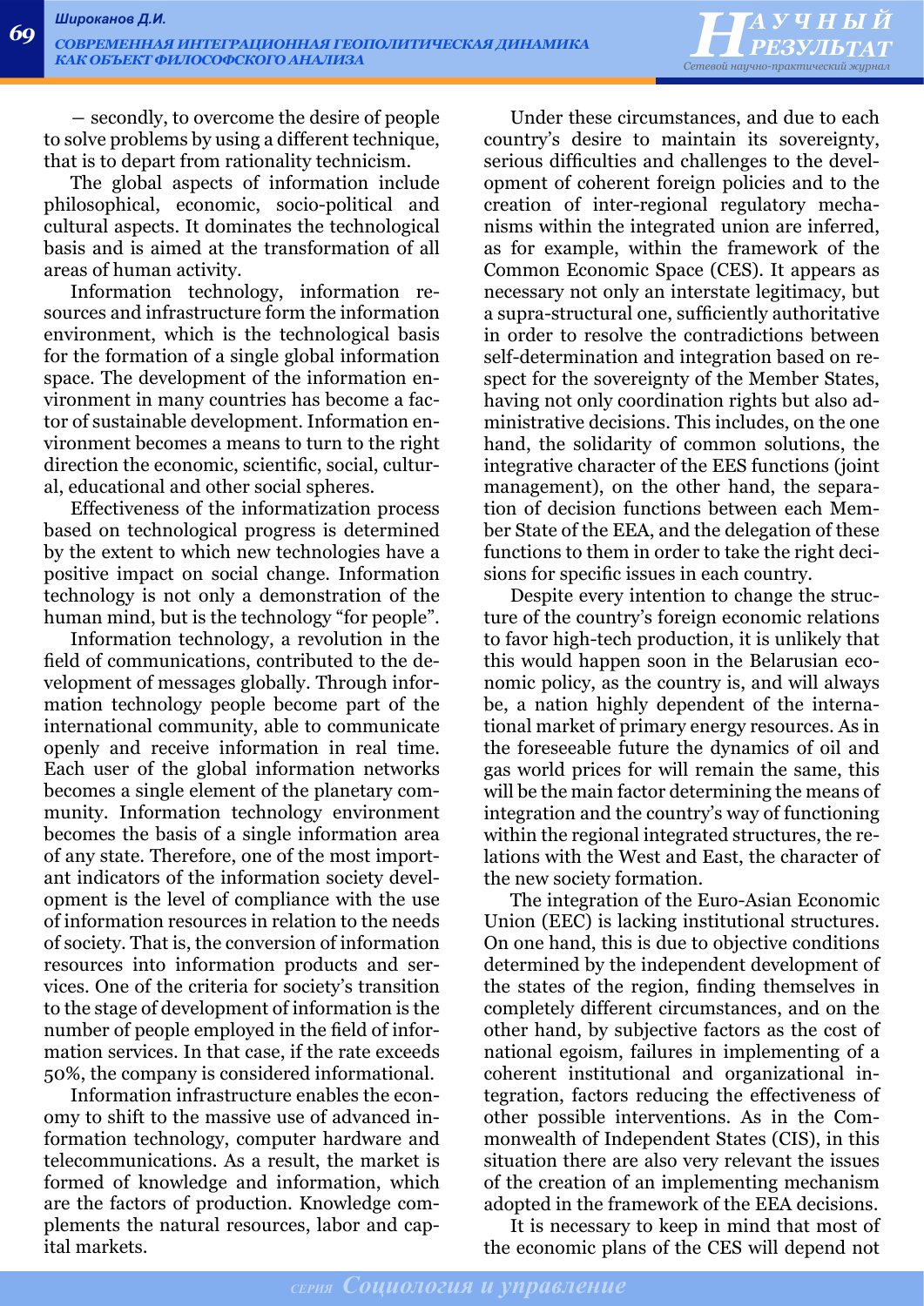– secondly, to overcome the desire of people to solve problems by using a different technique, that is to depart from rationality technicism.

The global aspects of information include philosophical, economic, socio-political and cultural aspects. It dominates the technological basis and is aimed at the transformation of all areas of human activity.

Information technology, information resources and infrastructure form the information environment, which is the technological basis for the formation of a single global information space. The development of the information environment in many countries has become a factor of sustainable development. Information environment becomes a means to turn to the right direction the economic, scientific, social, cultural, educational and other social spheres.

Effectiveness of the informatization process based on technological progress is determined by the extent to which new technologies have a positive impact on social change. Information technology is not only a demonstration of the human mind, but is the technology "for people".

Information technology, a revolution in the field of communications, contributed to the development of messages globally. Through information technology people become part of the international community, able to communicate openly and receive information in real time. Each user of the global information networks becomes a single element of the planetary community. Information technology environment becomes the basis of a single information area of any state. Therefore, one of the most important indicators of the information society development is the level of compliance with the use of information resources in relation to the needs of society. That is, the conversion of information resources into information products and services. One of the criteria for society's transition to the stage of development of information is the number of people employed in the field of information services. In that case, if the rate exceeds 50%, the company is considered informational.

Information infrastructure enables the economy to shift to the massive use of advanced information technology, computer hardware and telecommunications. As a result, the market is formed of knowledge and information, which are the factors of production. Knowledge complements the natural resources, labor and capital markets.

Under these circumstances, and due to each country's desire to maintain its sovereignty, serious difficulties and challenges to the development of coherent foreign policies and to the creation of inter-regional regulatory mechanisms within the integrated union are inferred, as for example, within the framework of the Common Economic Space (CES). It appears as necessary not only an interstate legitimacy, but a supra-structural one, sufficiently authoritative in order to resolve the contradictions between self-determination and integration based on respect for the sovereignty of the Member States, having not only coordination rights but also administrative decisions. This includes, on the one hand, the solidarity of common solutions, the integrative character of the EES functions (joint management), on the other hand, the separation of decision functions between each Member State of the EEA, and the delegation of these functions to them in order to take the right decisions for specific issues in each country.

Despite every intention to change the structure of the country's foreign economic relations to favor high-tech production, it is unlikely that this would happen soon in the Belarusian economic policy, as the country is, and will always be, a nation highly dependent of the international market of primary energy resources. As in the foreseeable future the dynamics of oil and gas world prices for will remain the same, this will be the main factor determining the means of integration and the country's way of functioning within the regional integrated structures, the relations with the West and East, the character of the new society formation.

The integration of the Euro-Asian Economic Union (EEC) is lacking institutional structures. On one hand, this is due to objective conditions determined by the independent development of the states of the region, finding themselves in completely different circumstances, and on the other hand, by subjective factors as the cost of national egoism, failures in implementing of a coherent institutional and organizational integration, factors reducing the effectiveness of other possible interventions. As in the Commonwealth of Independent States (CIS), in this situation there are also very relevant the issues of the creation of an implementing mechanism adopted in the framework of the EEA decisions.

It is necessary to keep in mind that most of the economic plans of the CES will depend not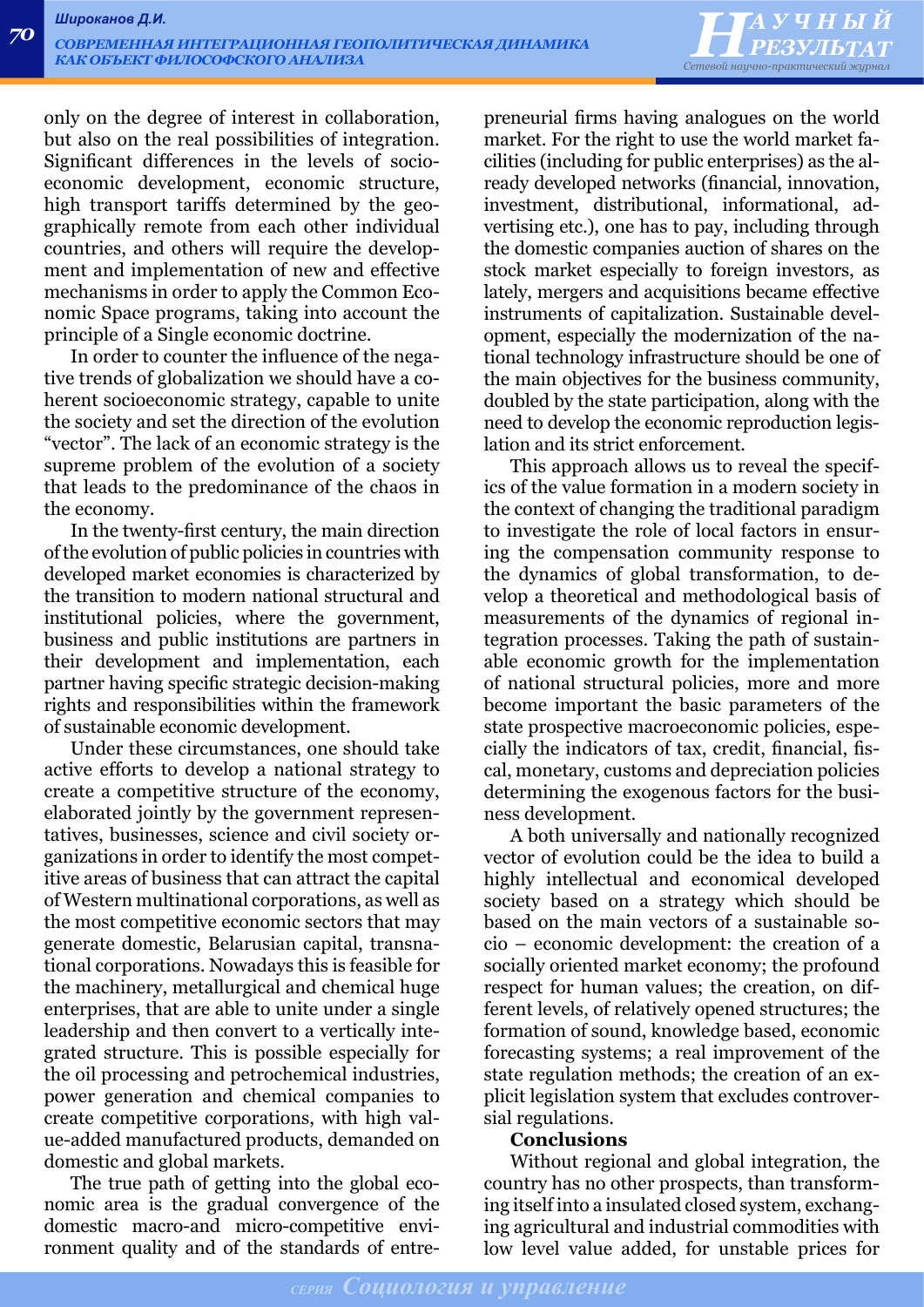only on the degree of interest in collaboration, but also on the real possibilities of integration. Significant differences in the levels of socio-economic development, economic structure, high transport tariffs determined by the geographically remote from each other individual countries, and others will require the development and implementation of new and effective mechanisms in order to apply the Common Economic Space programs, taking into account the principle of a Single economic doctrine.

In order to counter the influence of the negative trends of globalization we should have a coherent socioeconomic strategy, capable to unite the society and set the direction of the evolution "vector". The lack of an economic strategy is the supreme problem of the evolution of a society that leads to the predominance of the chaos in the economy.

In the twenty-first century, the main direction of the evolution of public policies in countries with developed market economies is characterized by the transition to modern national structural and institutional policies, where the government, business and public institutions are partners in their development and implementation, each partner having specific strategic decision-making rights and responsibilities within the framework of sustainable economic development.

Under these circumstances, one should take active efforts to develop a national strategy to create a competitive structure of the economy, elaborated jointly by the government representatives, businesses, science and civil society organizations in order to identify the most competitive areas of business that can attract the capital of Western multinational corporations, as well as the most competitive economic sectors that may generate domestic, Belarusian capital, transnational corporations. Nowadays this is feasible for the machinery, metallurgical and chemical huge enterprises, that are able to unite under a single leadership and then convert to a vertically integrated structure. This is possible especially for the oil processing and petrochemical industries, power generation and chemical companies to create competitive corporations, with high value-added manufactured products, demanded on domestic and global markets.

The true path of getting into the global economic area is the gradual convergence of the domestic macro-and micro-competitive environment quality and of the standards of entrepreneurial firms having analogues on the world market. For the right to use the world market facilities (including for public enterprises) as the already developed networks (financial, innovation, investment, distributional, informational, advertising etc.), one has to pay, including through the domestic companies auction of shares on the stock market especially to foreign investors, as lately, mergers and acquisitions became effective instruments of capitalization. Sustainable development, especially the modernization of the national technology infrastructure should be one of the main objectives for the business community, doubled by the state participation, along with the need to develop the economic reproduction legislation and its strict enforcement.

This approach allows us to reveal the specifics of the value formation in a modern society in the context of changing the traditional paradigm to investigate the role of local factors in ensuring the compensation community response to the dynamics of global transformation, to develop a theoretical and methodological basis of measurements of the dynamics of regional integration processes. Taking the path of sustainable economic growth for the implementation of national structural policies, more and more become important the basic parameters of the state prospective macroeconomic policies, especially the indicators of tax, credit, financial, fiscal, monetary, customs and depreciation policies determining the exogenous factors for the business development.

A both universally and nationally recognized vector of evolution could be the idea to build a highly intellectual and economical developed society based on a strategy which should be based on the main vectors of a sustainable socio – economic development: the creation of a socially oriented market economy; the profound respect for human values; the creation, on different levels, of relatively opened structures; the formation of sound, knowledge based, economic forecasting systems; a real improvement of the state regulation methods; the creation of an explicit legislation system that excludes controversial regulations.

**Conclusions**

Without regional and global integration, the country has no other prospects, than transforming itself into a insulated closed system, exchanging agricultural and industrial commodities with low level value added, for unstable prices for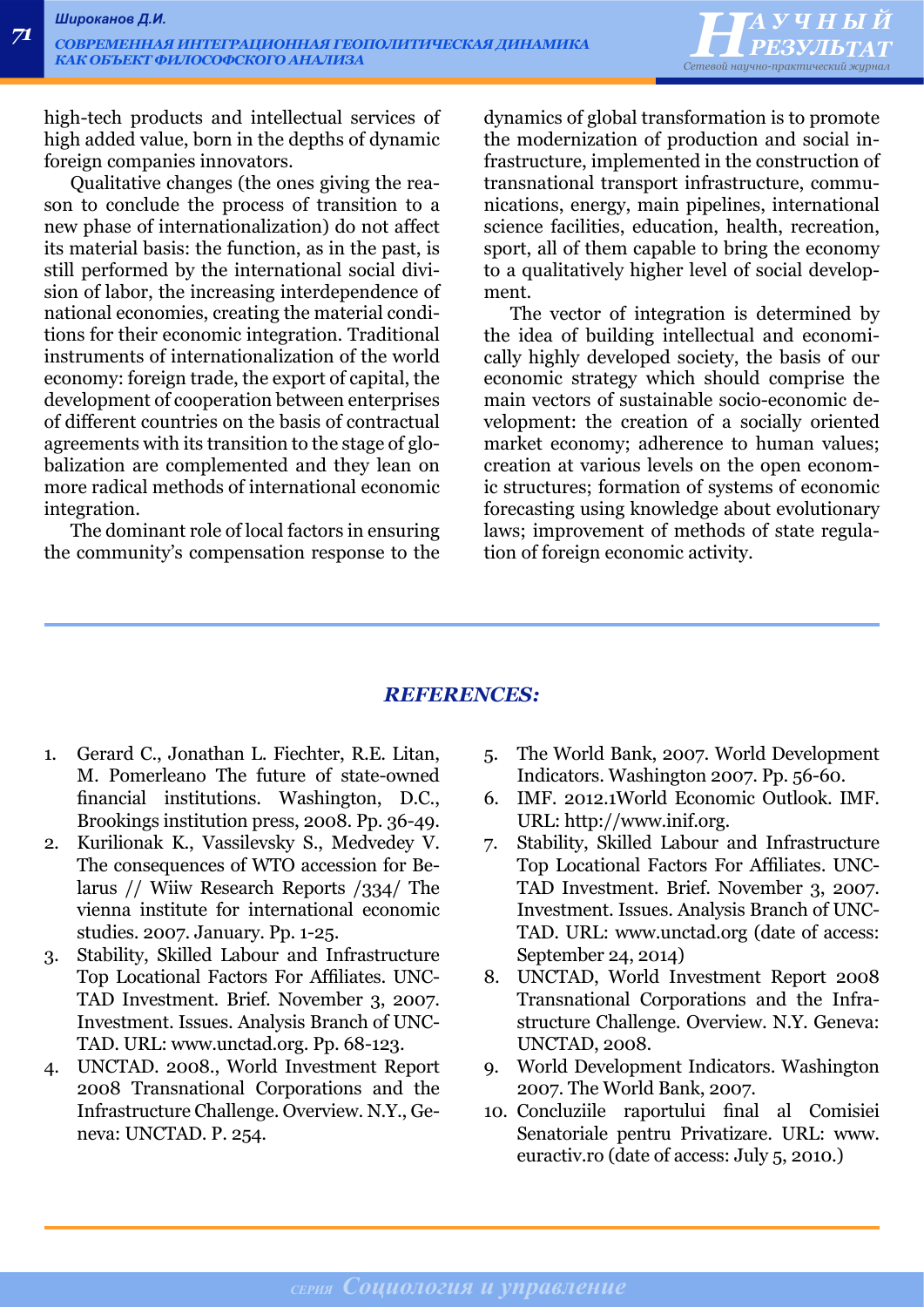high-tech products and intellectual services of high added value, born in the depths of dynamic foreign companies innovators.

Qualitative changes (the ones giving the reason to conclude the process of transition to a new phase of internationalization) do not affect its material basis: the function, as in the past, is still performed by the international social division of labor, the increasing interdependence of national economies, creating the material conditions for their economic integration. Traditional instruments of internationalization of the world economy: foreign trade, the export of capital, the development of cooperation between enterprises of different countries on the basis of contractual agreements with its transition to the stage of globalization are complemented and they lean on more radical methods of international economic integration.

The dominant role of local factors in ensuring the community's compensation response to the dynamics of global transformation is to promote the modernization of production and social infrastructure, implemented in the construction of transnational transport infrastructure, communications, energy, main pipelines, international science facilities, education, health, recreation, sport, all of them capable to bring the economy to a qualitatively higher level of social development.

The vector of integration is determined by the idea of building intellectual and economically highly developed society, the basis of our economic strategy which should comprise the main vectors of sustainable socio-economic development: the creation of a socially oriented market economy; adherence to human values; creation at various levels on the open economic structures; formation of systems of economic forecasting using knowledge about evolutionary laws; improvement of methods of state regulation of foreign economic activity.

## *REFERENCES:*

1. Gerard C., Jonathan L. Fiechter, R.E. Litan, M. Pomerleano The future of state-owned financial institutions. Washington, D.C., Brookings institution press, 2008. Pp. 36-49.
2. Kurilionak K., Vassilevsky S., Medvedey V. The consequences of WTO accession for Belarus // Wiiw Research Reports /334/ The vienna institute for international economic studies. 2007. January. Pp. 1-25.
3. Stability, Skilled Labour and Infrastructure Top Locational Factors For Affiliates. UNCTAD Investment. Brief. November 3, 2007. Investment. Issues. Analysis Branch of UNCTAD. URL: www.unctad.org. Pp. 68-123.
4. UNCTAD. 2008., World Investment Report 2008 Transnational Corporations and the Infrastructure Challenge. Overview. N.Y., Geneva: UNCTAD. P. 254.
5. The World Bank, 2007. World Development Indicators. Washington 2007. Pp. 56-60.
6. IMF. 2012.1World Economic Outlook. IMF. URL: http://www.inif.org.
7. Stability, Skilled Labour and Infrastructure Top Locational Factors For Affiliates. UNCTAD Investment. Brief. November 3, 2007. Investment. Issues. Analysis Branch of UNCTAD. URL: www.unctad.org (date of access: September 24, 2014)
8. UNCTAD, World Investment Report 2008 Transnational Corporations and the Infrastructure Challenge. Overview. N.Y. Geneva: UNCTAD, 2008.
9. World Development Indicators. Washington 2007. The World Bank, 2007.
10. Concluziile raportului final al Comisiei Senatoriale pentru Privatizare. URL: www.euractiv.ro (date of access: July 5, 2010.)